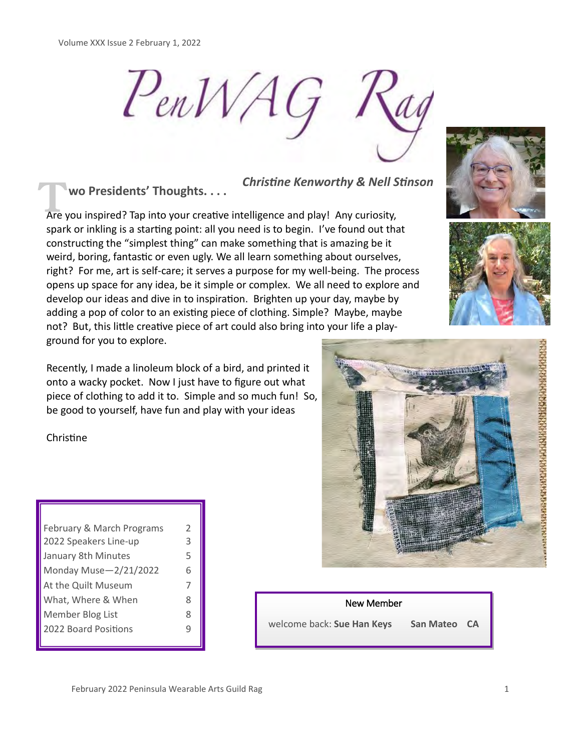Volume XXX Issue 2 February 1, 2022

# PenWAG Rag

## Two Presidents' Thoughts. . . .

***Christine Kenworthy & Nell Stinson***

Are you inspired? Tap into your creative intelligence and play! Any curiosity, spark or inkling is a starting point: all you need is to begin. I've found out that constructing the "simplest thing" can make something that is amazing be it weird, boring, fantastic or even ugly. We all learn something about ourselves, right? For me, art is self-care; it serves a purpose for my well-being. The process opens up space for any idea, be it simple or complex. We all need to explore and develop our ideas and dive in to inspiration. Brighten up your day, maybe by adding a pop of color to an existing piece of clothing. Simple? Maybe, maybe not? But, this little creative piece of art could also bring into your life a play-ground for you to explore.

Recently, I made a linoleum block of a bird, and printed it onto a wacky pocket. Now I just have to figure out what piece of clothing to add it to. Simple and so much fun! So, be good to yourself, have fun and play with your ideas

Christine

| | |
|---|---|
| February & March Programs | 2 |
| 2022 Speakers Line-up | 3 |
| January 8th Minutes | 5 |
| Monday Muse—2/21/2022 | 6 |
| At the Quilt Museum | 7 |
| What, Where & When | 8 |
| Member Blog List | 8 |
| 2022 Board Positions | 9 |

**New Member**

welcome back: **Sue Han Keys** **San Mateo CA**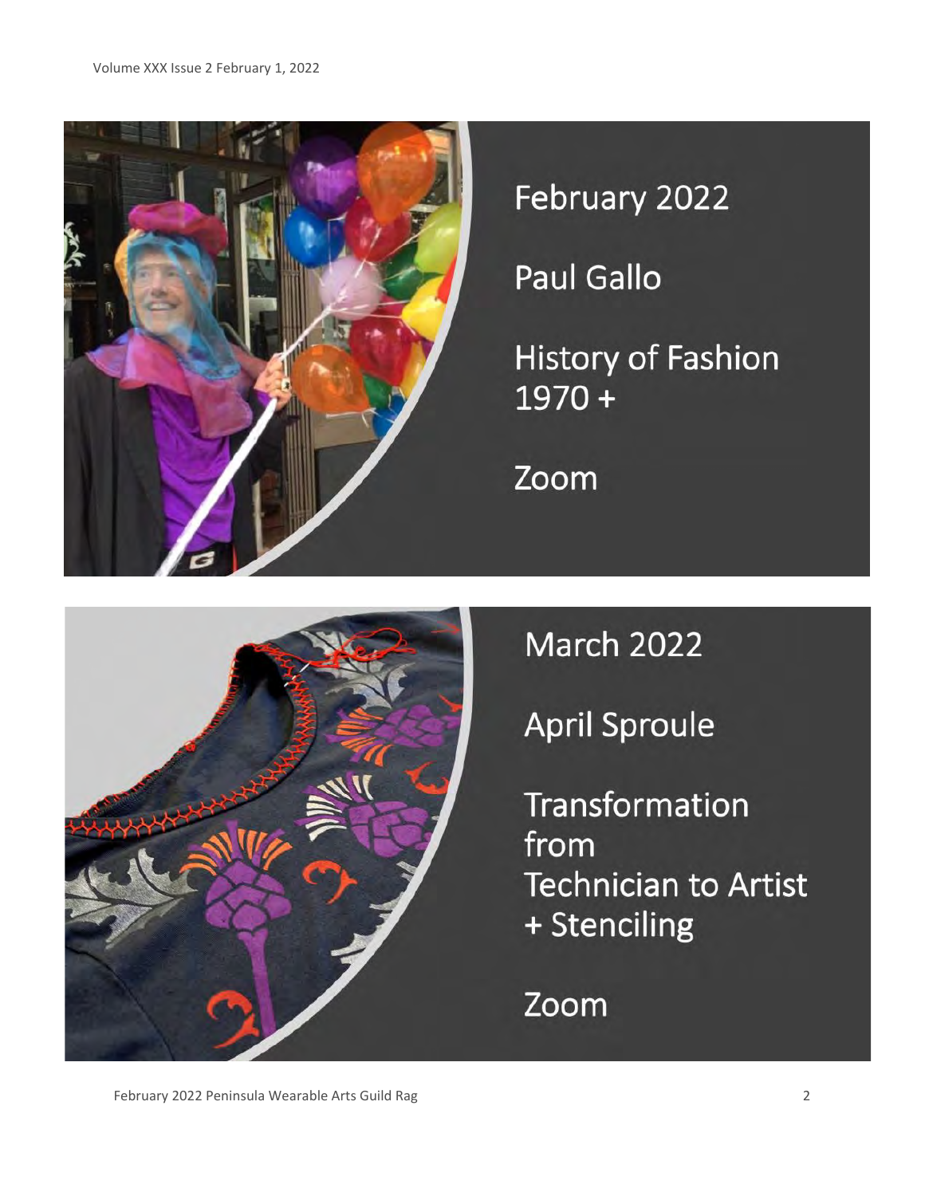February 2022

Paul Gallo

History of Fashion 1970 +

Zoom

March 2022

April Sproule

Transformation from Technician to Artist + Stenciling

Zoom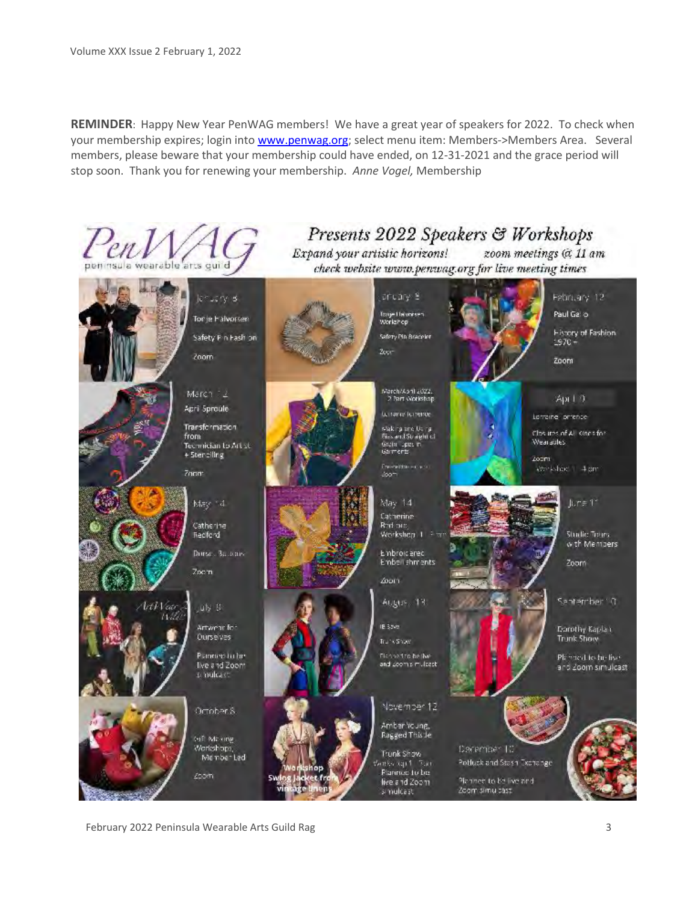**REMINDER**: Happy New Year PenWAG members! We have a great year of speakers for 2022. To check when your membership expires; login into [www.penwag.org](http://www.penwag.org); select menu item: Members->Members Area. Several members, please beware that your membership could have ended, on 12-31-2021 and the grace period will stop soon. Thank you for renewing your membership. *Anne Vogel,* Membership

# PenWAG peninsula wearable arts guild

## *Presents 2022 Speakers & Workshops*

*Expand your artistic horizons!* *zoom meetings @ 11 am*

*check website www.penwag.org for live meeting times*

**January 8**
Tonje Halvorsen
Safety Pin Fashion
Zoom

**January 8**
Tonje Halvorsen Workshop
Safety Pin Bracelet
Zoom

**February 12**
Paul Gallo
History of Fashion 1970 +
Zoom

**March 12**
April Sproule
Transformation from Technician to Artist + Stenciling
Zoom

**March/April 2022**
2 Part Workshop
Lorraine Torrence
Making and Using Flexible and Straight Grain Tapes in Garments
Presenter/Zoom

**April 9**
Lorraine Torrence
Closures of All Kinds for Wearables
Zoom
Workshop 1 - 4 pm

**May 14**
Catherine Redford
Dorset Buttons
Zoom

**May 14**
Catherine Redford
Workshop 1 - 3 pm
Embroidered Embellishments
Zoom

**June 11**
Studio Tours with Members
Zoom

**July 9**
Artwear for Ourselves
Planned to be live and Zoom simulcast

**August 13**
TBD
Trunk Show
Planned to be live and Zoom simulcast

**September 10**
Dorothy Kaplan
Trunk Show
Planned to be live and Zoom simulcast

**October 8**
Gift Making Workshops, Member Led
Zoom

**Workshop**
Swing Jacket from vintage linens

**November 12**
Amber Young, Ragged Thistle
Trunk Show
Workshop 1 - 3 pm
Planned to be live and Zoom simulcast

**December 10**
Potluck and Stash Exchange
Planned to be live and Zoom simulcast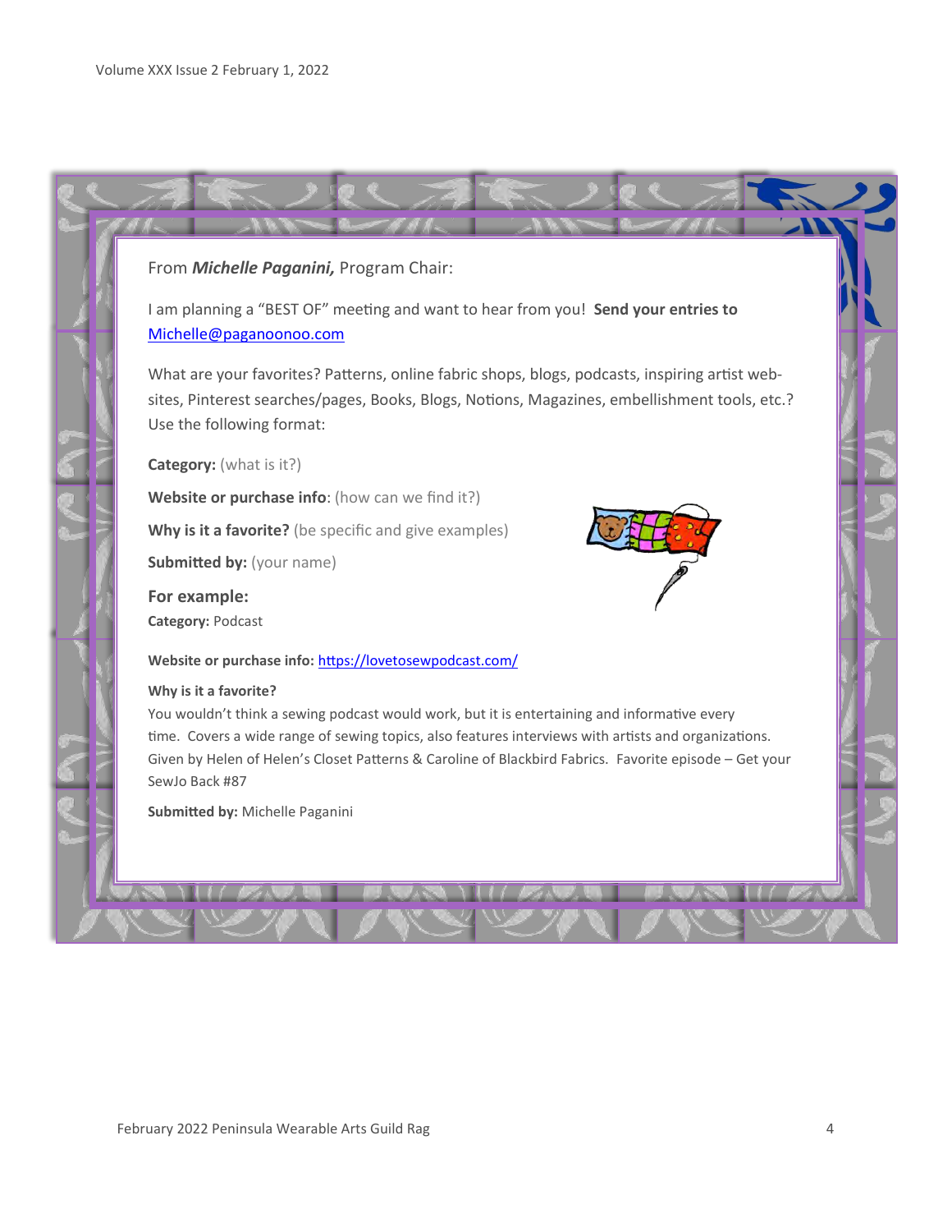From ***Michelle Paganini,*** Program Chair:

I am planning a "BEST OF" meeting and want to hear from you! **Send your entries to** [Michelle@paganoonoo.com](mailto:Michelle@paganoonoo.com)

What are your favorites? Patterns, online fabric shops, blogs, podcasts, inspiring artist web-sites, Pinterest searches/pages, Books, Blogs, Notions, Magazines, embellishment tools, etc.? Use the following format:

**Category:** (what is it?)

**Website or purchase info**: (how can we find it?)

**Why is it a favorite?** (be specific and give examples)

**Submitted by:** (your name)

**For example:**

**Category:** Podcast

**Website or purchase info:** [https://lovetosewpodcast.com/](https://lovetosewpodcast.com/)

**Why is it a favorite?**

You wouldn't think a sewing podcast would work, but it is entertaining and informative every time. Covers a wide range of sewing topics, also features interviews with artists and organizations. Given by Helen of Helen's Closet Patterns & Caroline of Blackbird Fabrics. Favorite episode – Get your SewJo Back #87

**Submitted by:** Michelle Paganini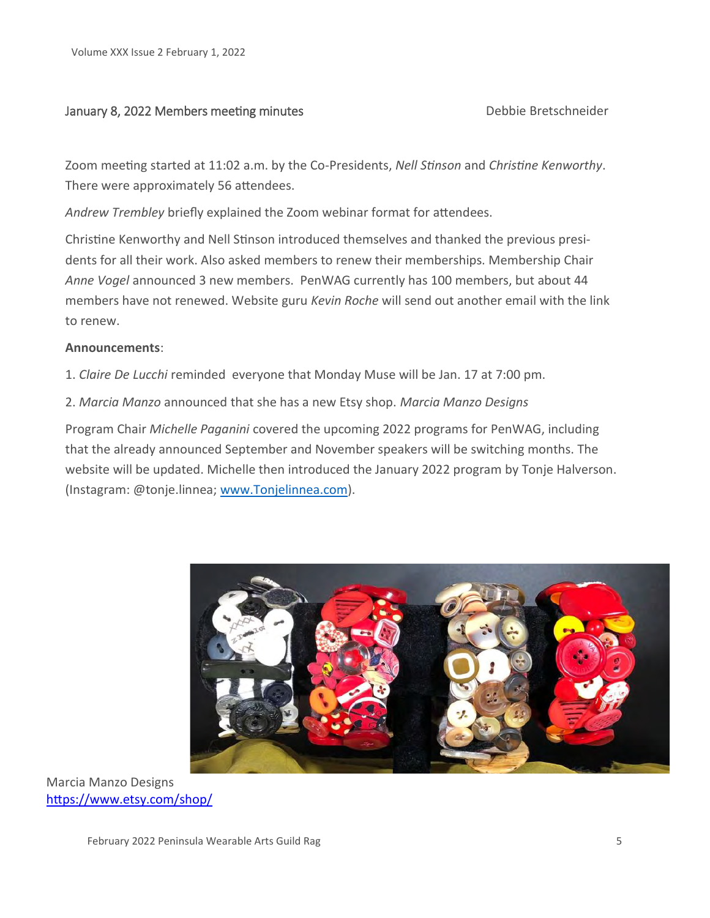## January 8, 2022 Members meeting minutes

Debbie Bretschneider

Zoom meeting started at 11:02 a.m. by the Co-Presidents, *Nell Stinson* and *Christine Kenworthy*. There were approximately 56 attendees.

*Andrew Trembley* briefly explained the Zoom webinar format for attendees.

Christine Kenworthy and Nell Stinson introduced themselves and thanked the previous presidents for all their work. Also asked members to renew their memberships. Membership Chair *Anne Vogel* announced 3 new members. PenWAG currently has 100 members, but about 44 members have not renewed. Website guru *Kevin Roche* will send out another email with the link to renew.

**Announcements**:

1. *Claire De Lucchi* reminded everyone that Monday Muse will be Jan. 17 at 7:00 pm.
2. *Marcia Manzo* announced that she has a new Etsy shop. *Marcia Manzo Designs*

Program Chair *Michelle Paganini* covered the upcoming 2022 programs for PenWAG, including that the already announced September and November speakers will be switching months. The website will be updated. Michelle then introduced the January 2022 program by Tonje Halverson. (Instagram: @tonje.linnea; [www.Tonjelinnea.com](http://www.Tonjelinnea.com)).

Marcia Manzo Designs
[https://www.etsy.com/shop/](https://www.etsy.com/shop/)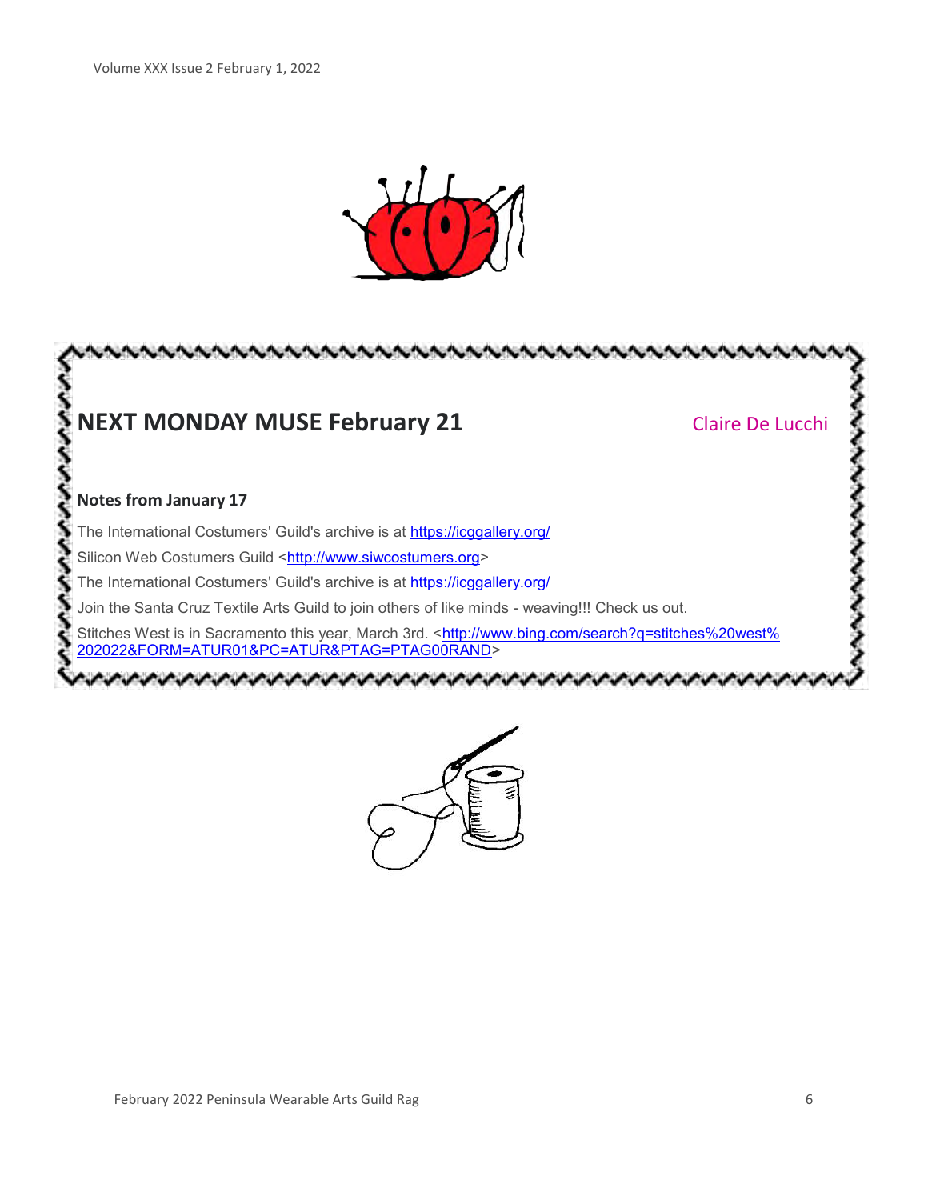## NEXT MONDAY MUSE February 21

Claire De Lucchi

**Notes from January 17**

The International Costumers' Guild's archive is at https://icggallery.org/

Silicon Web Costumers Guild <http://www.siwcostumers.org>

The International Costumers' Guild's archive is at https://icggallery.org/

Join the Santa Cruz Textile Arts Guild to join others of like minds - weaving!!! Check us out.

Stitches West is in Sacramento this year, March 3rd. <http://www.bing.com/search?q=stitches%20west%202022&FORM=ATUR01&PC=ATUR&PTAG=PTAG00RAND>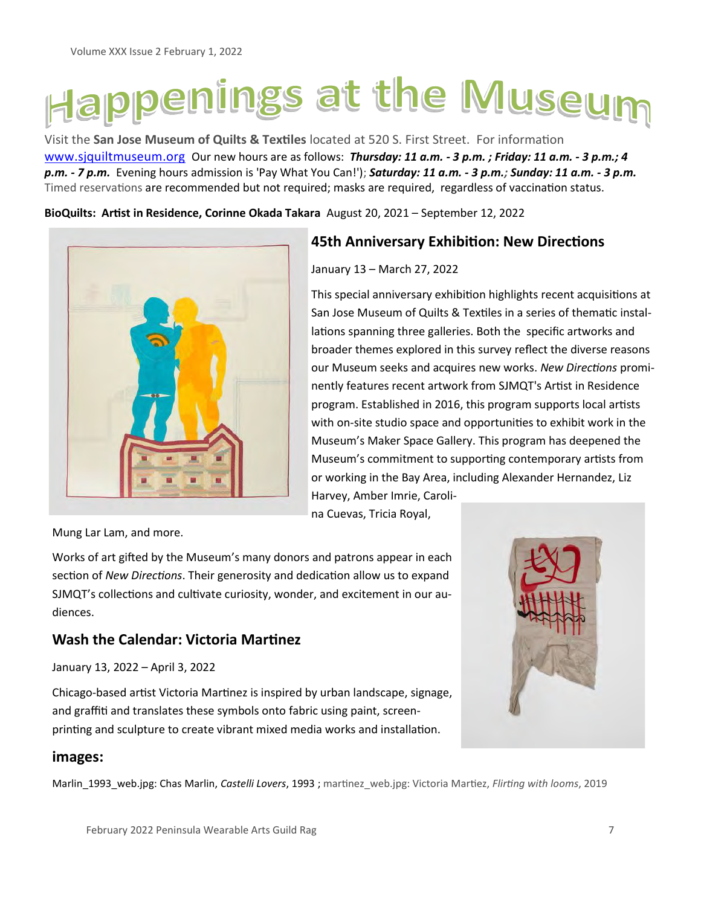# Happenings at the Museum

Visit the **San Jose Museum of Quilts & Textiles** located at 520 S. First Street. For information www.sjquiltmuseum.org Our new hours are as follows: ***Thursday: 11 a.m. - 3 p.m. ; Friday: 11 a.m. - 3 p.m.; 4 p.m. - 7 p.m.*** Evening hours admission is 'Pay What You Can!'); ***Saturday: 11 a.m. - 3 p.m.; Sunday: 11 a.m. - 3 p.m.*** Timed reservations are recommended but not required; masks are required, regardless of vaccination status.

**BioQuilts: Artist in Residence, Corinne Okada Takara** August 20, 2021 – September 12, 2022

## 45th Anniversary Exhibition: New Directions

January 13 – March 27, 2022

This special anniversary exhibition highlights recent acquisitions at San Jose Museum of Quilts & Textiles in a series of thematic installations spanning three galleries. Both the specific artworks and broader themes explored in this survey reflect the diverse reasons our Museum seeks and acquires new works. *New Directions* prominently features recent artwork from SJMQT's Artist in Residence program. Established in 2016, this program supports local artists with on-site studio space and opportunities to exhibit work in the Museum's Maker Space Gallery. This program has deepened the Museum's commitment to supporting contemporary artists from or working in the Bay Area, including Alexander Hernandez, Liz Harvey, Amber Imrie, Carolina Cuevas, Tricia Royal, Mung Lar Lam, and more.

Works of art gifted by the Museum's many donors and patrons appear in each section of *New Directions*. Their generosity and dedication allow us to expand SJMQT's collections and cultivate curiosity, wonder, and excitement in our audiences.

## Wash the Calendar: Victoria Martinez

January 13, 2022 – April 3, 2022

Chicago-based artist Victoria Martinez is inspired by urban landscape, signage, and graffiti and translates these symbols onto fabric using paint, screen-printing and sculpture to create vibrant mixed media works and installation.

### images:

Marlin_1993_web.jpg: Chas Marlin, *Castelli Lovers*, 1993 ; martinez_web.jpg: Victoria Martiez, *Flirting with looms*, 2019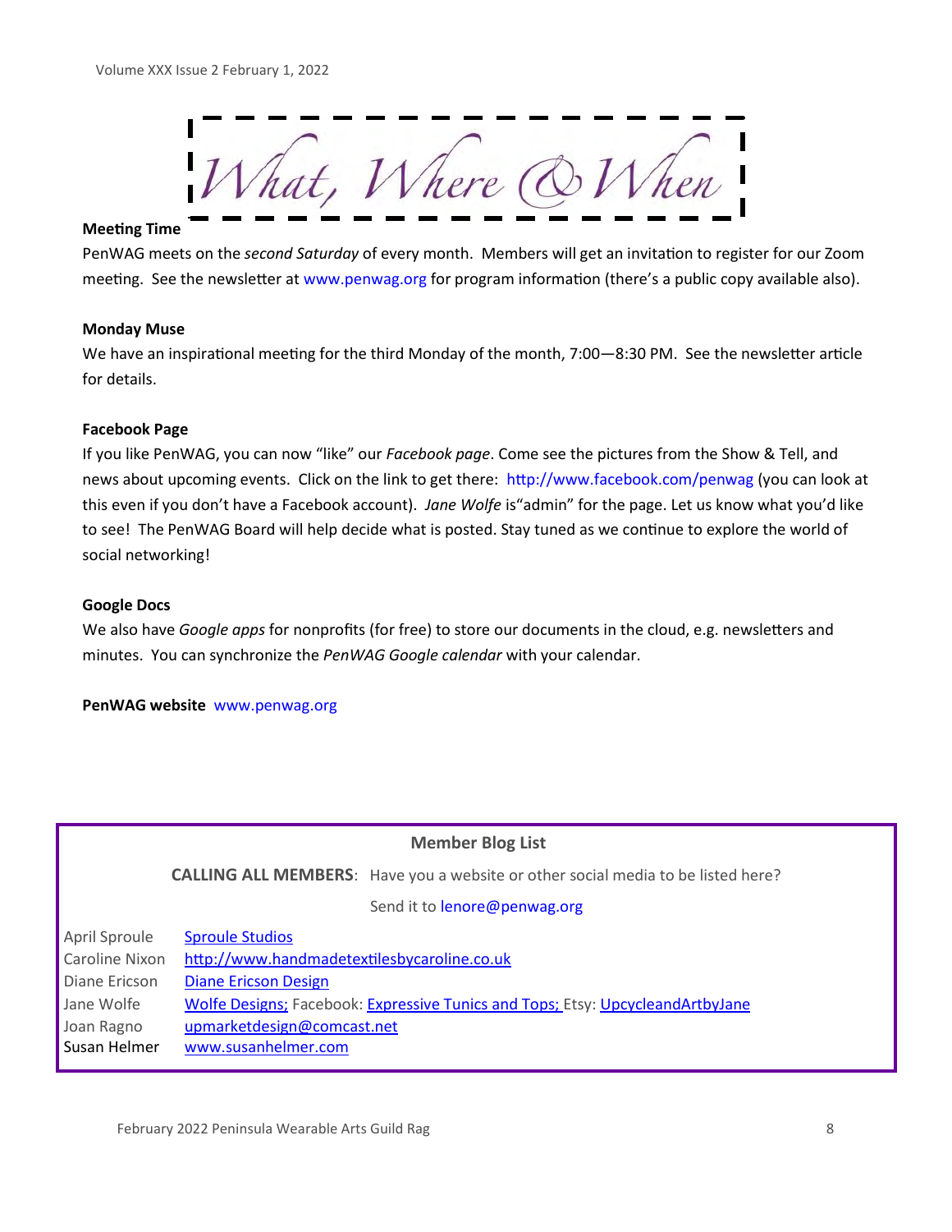# What, Where & When

**Meeting Time**

PenWAG meets on the *second Saturday* of every month. Members will get an invitation to register for our Zoom meeting. See the newsletter at www.penwag.org for program information (there's a public copy available also).

**Monday Muse**

We have an inspirational meeting for the third Monday of the month, 7:00—8:30 PM. See the newsletter article for details.

**Facebook Page**

If you like PenWAG, you can now "like" our *Facebook page*. Come see the pictures from the Show & Tell, and news about upcoming events. Click on the link to get there: http://www.facebook.com/penwag (you can look at this even if you don't have a Facebook account). *Jane Wolfe* is"admin" for the page. Let us know what you'd like to see! The PenWAG Board will help decide what is posted. Stay tuned as we continue to explore the world of social networking!

**Google Docs**

We also have *Google apps* for nonprofits (for free) to store our documents in the cloud, e.g. newsletters and minutes. You can synchronize the *PenWAG Google calendar* with your calendar.

**PenWAG website** www.penwag.org

**Member Blog List**

**CALLING ALL MEMBERS**: Have you a website or other social media to be listed here?

Send it to lenore@penwag.org

| | |
|---|---|
| April Sproule | Sproule Studios |
| Caroline Nixon | http://www.handmadetextilesbycaroline.co.uk |
| Diane Ericson | Diane Ericson Design |
| Jane Wolfe | Wolfe Designs; Facebook: Expressive Tunics and Tops; Etsy: UpcycleandArtbyJane |
| Joan Ragno | upmarketdesign@comcast.net |
| Susan Helmer | www.susanhelmer.com |